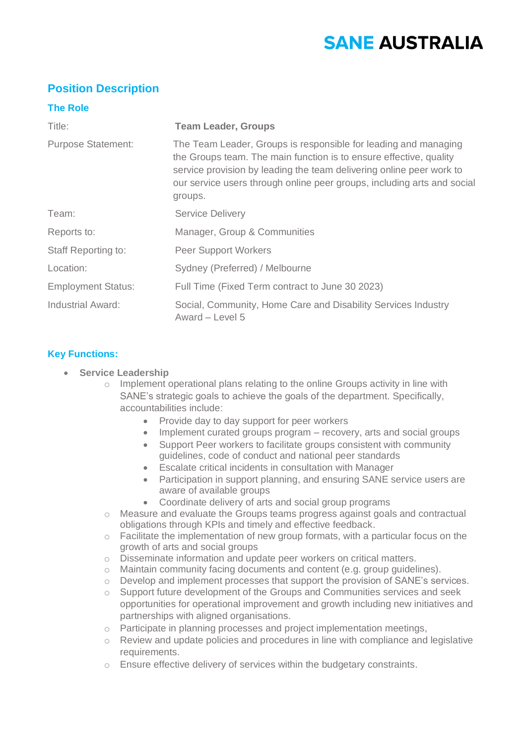# SANE AUSTRALIA

## Position Description

### The Role

| | |
|---|---|
| Title: | **Team Leader, Groups** |
| Purpose Statement: | The Team Leader, Groups is responsible for leading and managing the Groups team. The main function is to ensure effective, quality service provision by leading the team delivering online peer work to our service users through online peer groups, including arts and social groups. |
| Team: | Service Delivery |
| Reports to: | Manager, Group & Communities |
| Staff Reporting to: | Peer Support Workers |
| Location: | Sydney (Preferred) / Melbourne |
| Employment Status: | Full Time (Fixed Term contract to June 30 2023) |
| Industrial Award: | Social, Community, Home Care and Disability Services Industry Award – Level 5 |

### Key Functions:

- **Service Leadership**
  - Implement operational plans relating to the online Groups activity in line with SANE's strategic goals to achieve the goals of the department. Specifically, accountabilities include:
    - Provide day to day support for peer workers
    - Implement curated groups program – recovery, arts and social groups
    - Support Peer workers to facilitate groups consistent with community guidelines, code of conduct and national peer standards
    - Escalate critical incidents in consultation with Manager
    - Participation in support planning, and ensuring SANE service users are aware of available groups
    - Coordinate delivery of arts and social group programs
  - Measure and evaluate the Groups teams progress against goals and contractual obligations through KPIs and timely and effective feedback.
  - Facilitate the implementation of new group formats, with a particular focus on the growth of arts and social groups
  - Disseminate information and update peer workers on critical matters.
  - Maintain community facing documents and content (e.g. group guidelines).
  - Develop and implement processes that support the provision of SANE's services.
  - Support future development of the Groups and Communities services and seek opportunities for operational improvement and growth including new initiatives and partnerships with aligned organisations.
  - Participate in planning processes and project implementation meetings,
  - Review and update policies and procedures in line with compliance and legislative requirements.
  - Ensure effective delivery of services within the budgetary constraints.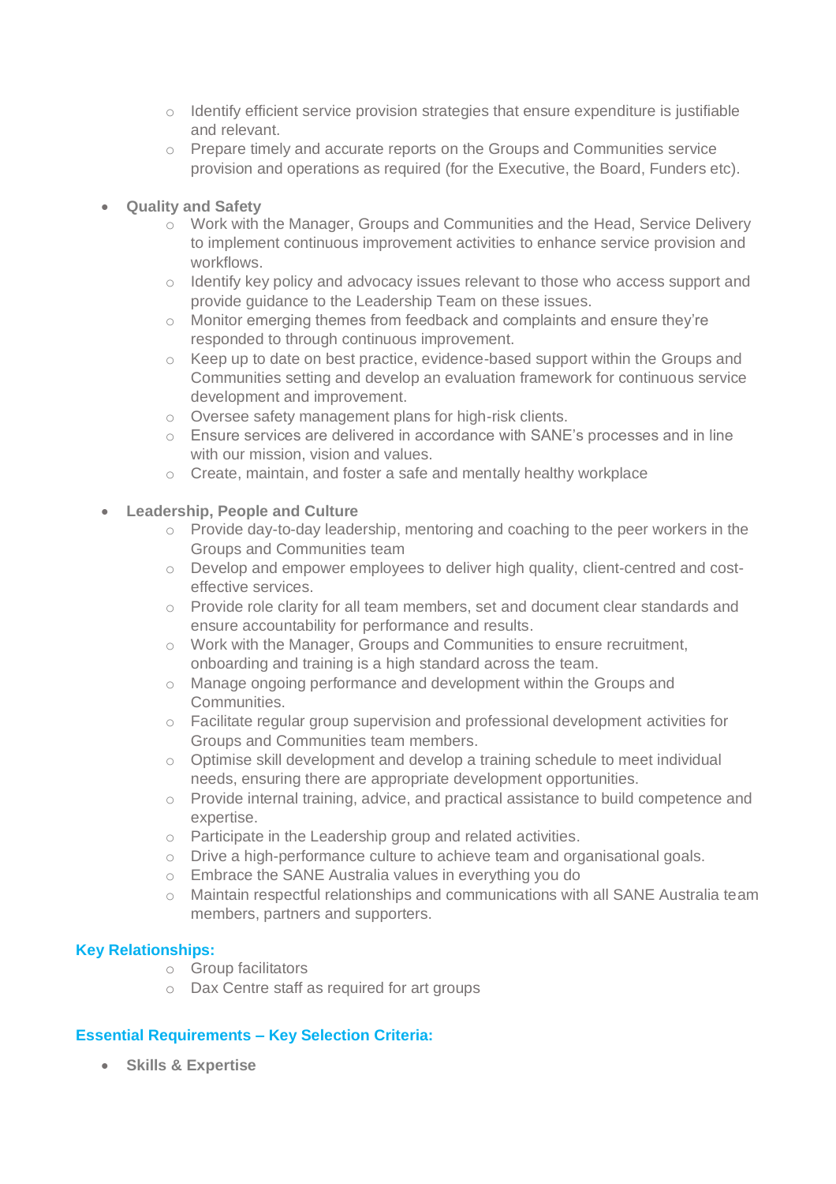- Identify efficient service provision strategies that ensure expenditure is justifiable and relevant.
  - Prepare timely and accurate reports on the Groups and Communities service provision and operations as required (for the Executive, the Board, Funders etc).

- **Quality and Safety**
  - Work with the Manager, Groups and Communities and the Head, Service Delivery to implement continuous improvement activities to enhance service provision and workflows.
  - Identify key policy and advocacy issues relevant to those who access support and provide guidance to the Leadership Team on these issues.
  - Monitor emerging themes from feedback and complaints and ensure they're responded to through continuous improvement.
  - Keep up to date on best practice, evidence-based support within the Groups and Communities setting and develop an evaluation framework for continuous service development and improvement.
  - Oversee safety management plans for high-risk clients.
  - Ensure services are delivered in accordance with SANE's processes and in line with our mission, vision and values.
  - Create, maintain, and foster a safe and mentally healthy workplace

- **Leadership, People and Culture**
  - Provide day-to-day leadership, mentoring and coaching to the peer workers in the Groups and Communities team
  - Develop and empower employees to deliver high quality, client-centred and cost-effective services.
  - Provide role clarity for all team members, set and document clear standards and ensure accountability for performance and results.
  - Work with the Manager, Groups and Communities to ensure recruitment, onboarding and training is a high standard across the team.
  - Manage ongoing performance and development within the Groups and Communities.
  - Facilitate regular group supervision and professional development activities for Groups and Communities team members.
  - Optimise skill development and develop a training schedule to meet individual needs, ensuring there are appropriate development opportunities.
  - Provide internal training, advice, and practical assistance to build competence and expertise.
  - Participate in the Leadership group and related activities.
  - Drive a high-performance culture to achieve team and organisational goals.
  - Embrace the SANE Australia values in everything you do
  - Maintain respectful relationships and communications with all SANE Australia team members, partners and supporters.

### Key Relationships:

  - Group facilitators
  - Dax Centre staff as required for art groups

### Essential Requirements – Key Selection Criteria:

- **Skills & Expertise**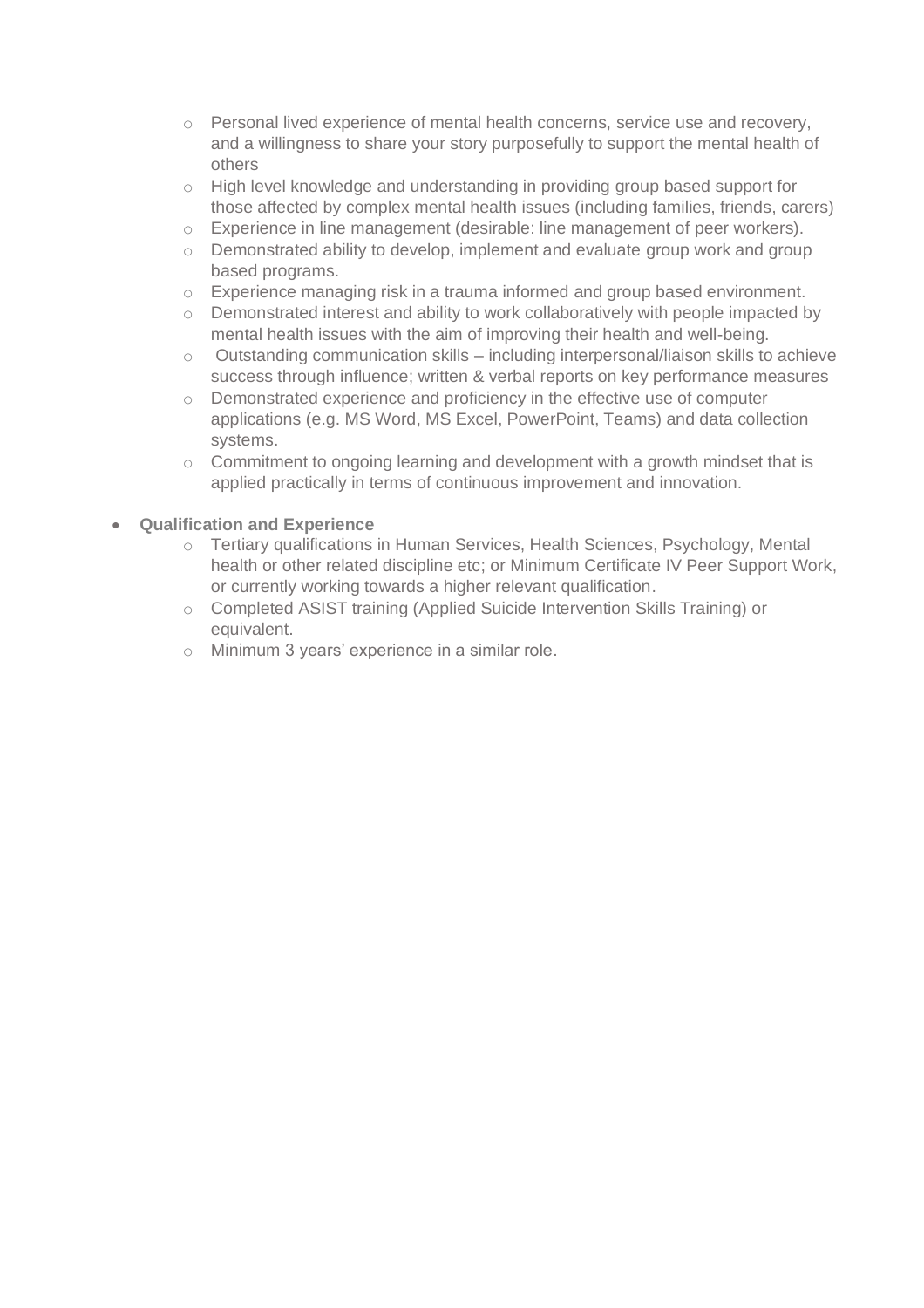- Personal lived experience of mental health concerns, service use and recovery, and a willingness to share your story purposefully to support the mental health of others
  - High level knowledge and understanding in providing group based support for those affected by complex mental health issues (including families, friends, carers)
  - Experience in line management (desirable: line management of peer workers).
  - Demonstrated ability to develop, implement and evaluate group work and group based programs.
  - Experience managing risk in a trauma informed and group based environment.
  - Demonstrated interest and ability to work collaboratively with people impacted by mental health issues with the aim of improving their health and well-being.
  - Outstanding communication skills – including interpersonal/liaison skills to achieve success through influence; written & verbal reports on key performance measures
  - Demonstrated experience and proficiency in the effective use of computer applications (e.g. MS Word, MS Excel, PowerPoint, Teams) and data collection systems.
  - Commitment to ongoing learning and development with a growth mindset that is applied practically in terms of continuous improvement and innovation.

- **Qualification and Experience**
  - Tertiary qualifications in Human Services, Health Sciences, Psychology, Mental health or other related discipline etc; or Minimum Certificate IV Peer Support Work, or currently working towards a higher relevant qualification.
  - Completed ASIST training (Applied Suicide Intervention Skills Training) or equivalent.
  - Minimum 3 years' experience in a similar role.